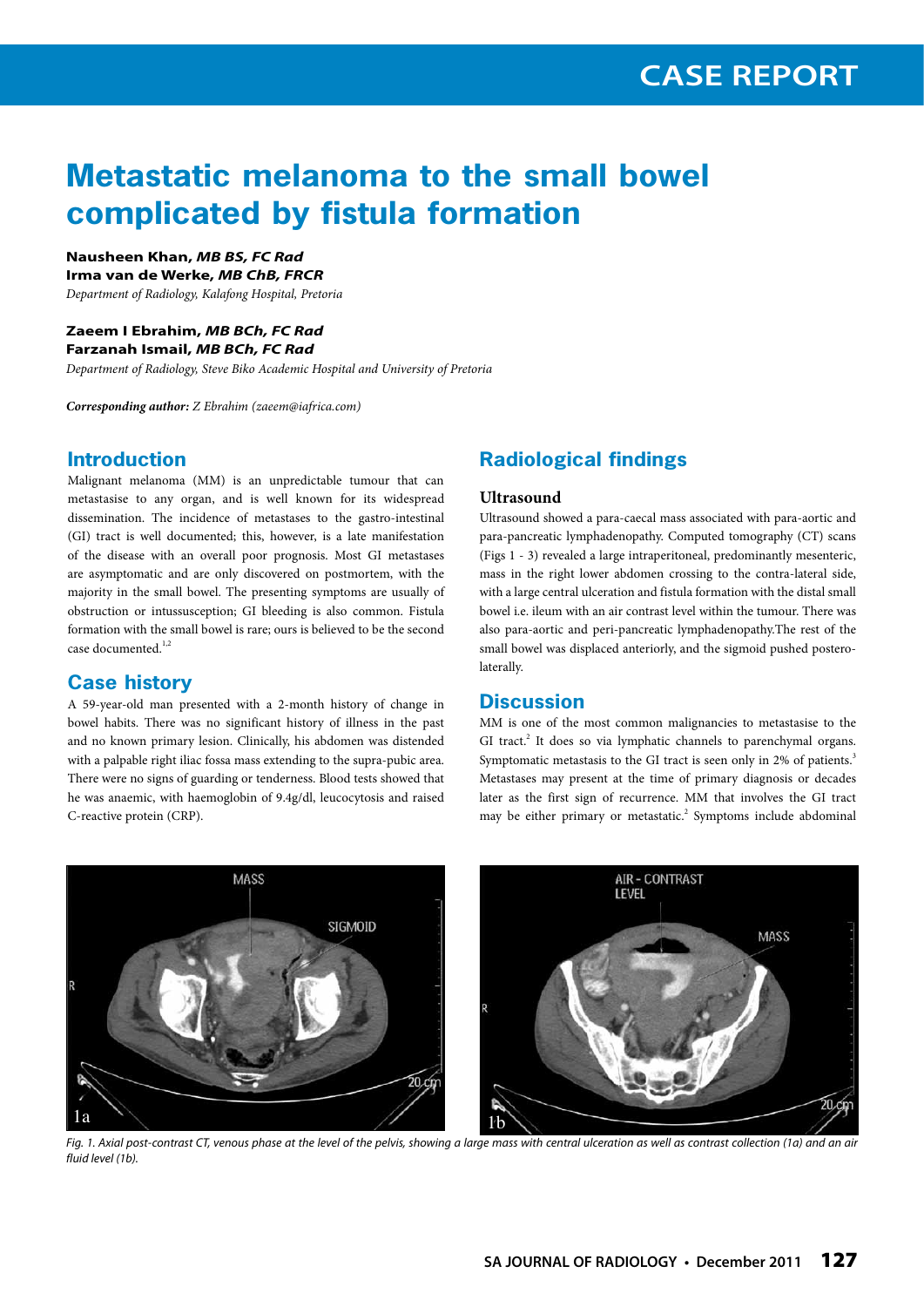CASE REPORT

# Metastatic melanoma to the small bowel complicated by fistula formation

**Nausheen Khan, *MB BS, FC Rad***
**Irma van de Werke, *MB ChB, FRCR***
*Department of Radiology, Kalafong Hospital, Pretoria*

**Zaeem I Ebrahim, *MB BCh, FC Rad***
**Farzanah Ismail, *MB BCh, FC Rad***
*Department of Radiology, Steve Biko Academic Hospital and University of Pretoria*

***Corresponding author:*** *Z Ebrahim (zaeem@iafrica.com)*

## Introduction

Malignant melanoma (MM) is an unpredictable tumour that can metastasise to any organ, and is well known for its widespread dissemination. The incidence of metastases to the gastro-intestinal (GI) tract is well documented; this, however, is a late manifestation of the disease with an overall poor prognosis. Most GI metastases are asymptomatic and are only discovered on postmortem, with the majority in the small bowel. The presenting symptoms are usually of obstruction or intussusception; GI bleeding is also common. Fistula formation with the small bowel is rare; ours is believed to be the second case documented.[1,2]

## Case history

A 59-year-old man presented with a 2-month history of change in bowel habits. There was no significant history of illness in the past and no known primary lesion. Clinically, his abdomen was distended with a palpable right iliac fossa mass extending to the supra-pubic area. There were no signs of guarding or tenderness. Blood tests showed that he was anaemic, with haemoglobin of 9.4g/dl, leucocytosis and raised C-reactive protein (CRP).

## Radiological findings

### Ultrasound

Ultrasound showed a para-caecal mass associated with para-aortic and para-pancreatic lymphadenopathy. Computed tomography (CT) scans (Figs 1 - 3) revealed a large intraperitoneal, predominantly mesenteric, mass in the right lower abdomen crossing to the contra-lateral side, with a large central ulceration and fistula formation with the distal small bowel i.e. ileum with an air contrast level within the tumour. There was also para-aortic and peri-pancreatic lymphadenopathy.The rest of the small bowel was displaced anteriorly, and the sigmoid pushed postero-laterally.

## Discussion

MM is one of the most common malignancies to metastasise to the GI tract.[2] It does so via lymphatic channels to parenchymal organs. Symptomatic metastasis to the GI tract is seen only in 2% of patients.[3] Metastases may present at the time of primary diagnosis or decades later as the first sign of recurrence. MM that involves the GI tract may be either primary or metastatic.[2] Symptoms include abdominal

*Fig. 1. Axial post-contrast CT, venous phase at the level of the pelvis, showing a large mass with central ulceration as well as contrast collection (1a) and an air fluid level (1b).*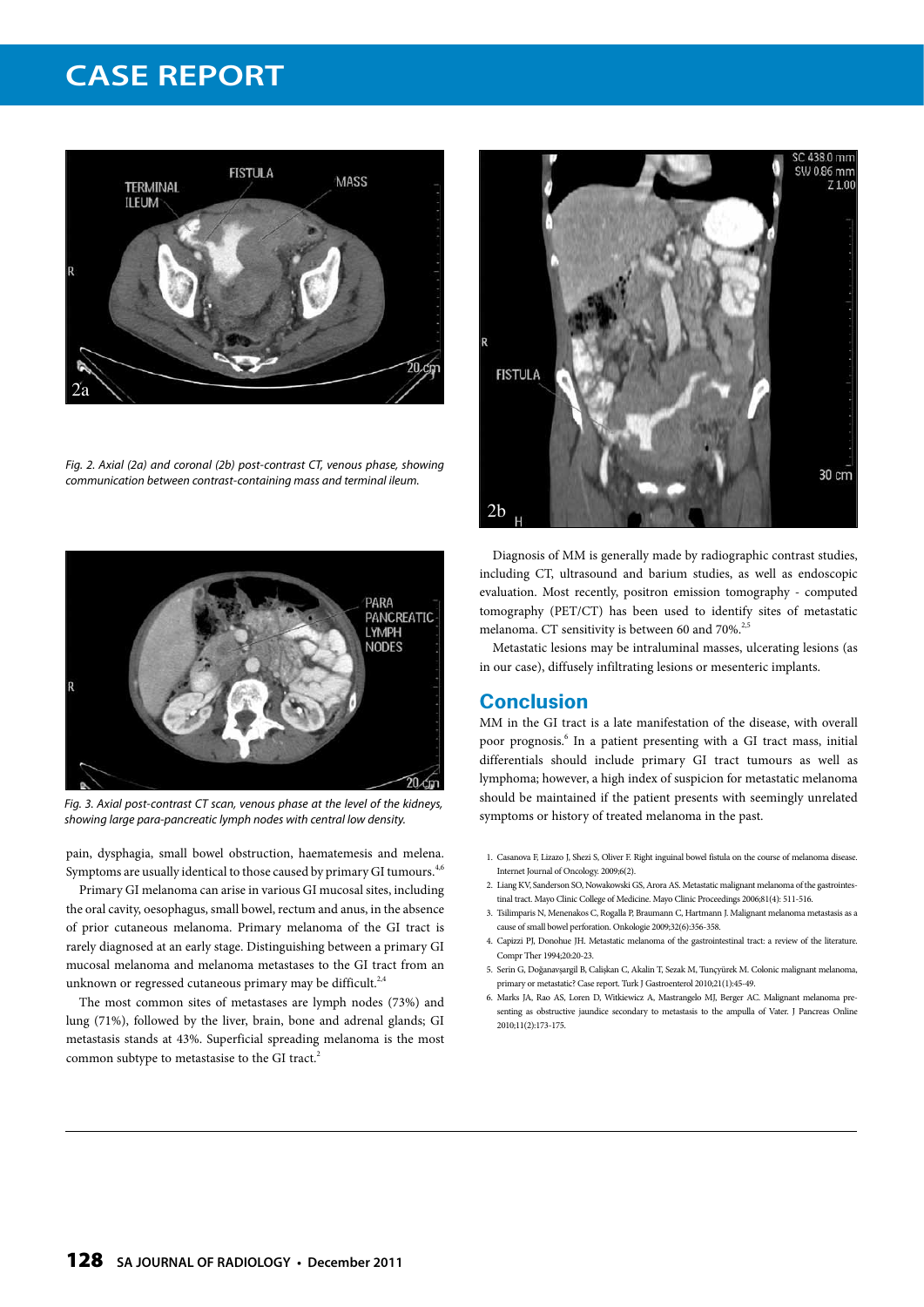# CASE REPORT

Fig. 2. Axial (2a) and coronal (2b) post-contrast CT, venous phase, showing communication between contrast-containing mass and terminal ileum.

Fig. 3. Axial post-contrast CT scan, venous phase at the level of the kidneys, showing large para-pancreatic lymph nodes with central low density.

pain, dysphagia, small bowel obstruction, haematemesis and melena. Symptoms are usually identical to those caused by primary GI tumours.[4,6]

Primary GI melanoma can arise in various GI mucosal sites, including the oral cavity, oesophagus, small bowel, rectum and anus, in the absence of prior cutaneous melanoma. Primary melanoma of the GI tract is rarely diagnosed at an early stage. Distinguishing between a primary GI mucosal melanoma and melanoma metastases to the GI tract from an unknown or regressed cutaneous primary may be difficult.[2,4]

The most common sites of metastases are lymph nodes (73%) and lung (71%), followed by the liver, brain, bone and adrenal glands; GI metastasis stands at 43%. Superficial spreading melanoma is the most common subtype to metastasise to the GI tract.[2]

Diagnosis of MM is generally made by radiographic contrast studies, including CT, ultrasound and barium studies, as well as endoscopic evaluation. Most recently, positron emission tomography - computed tomography (PET/CT) has been used to identify sites of metastatic melanoma. CT sensitivity is between 60 and 70%.[2,5]

Metastatic lesions may be intraluminal masses, ulcerating lesions (as in our case), diffusely infiltrating lesions or mesenteric implants.

## Conclusion

MM in the GI tract is a late manifestation of the disease, with overall poor prognosis.[6] In a patient presenting with a GI tract mass, initial differentials should include primary GI tract tumours as well as lymphoma; however, a high index of suspicion for metastatic melanoma should be maintained if the patient presents with seemingly unrelated symptoms or history of treated melanoma in the past.

1. Casanova F, Lizazo J, Shezi S, Oliver F. Right inguinal bowel fistula on the course of melanoma disease. Internet Journal of Oncology. 2009;6(2).
2. Liang KV, Sanderson SO, Nowakowski GS, Arora AS. Metastatic malignant melanoma of the gastrointestinal tract. Mayo Clinic College of Medicine. Mayo Clinic Proceedings 2006;81(4): 511-516.
3. Tsilimparis N, Menenakos C, Rogalla P, Braumann C, Hartmann J. Malignant melanoma metastasis as a cause of small bowel perforation. Onkologie 2009;32(6):356-358.
4. Capizzi PJ, Donohue JH. Metastatic melanoma of the gastrointestinal tract: a review of the literature. Compr Ther 1994;20:20-23.
5. Serin G, Doğanavşargil B, Calişkan C, Akalin T, Sezak M, Tunçyürek M. Colonic malignant melanoma, primary or metastatic? Case report. Turk J Gastroenterol 2010;21(1):45-49.
6. Marks JA, Rao AS, Loren D, Witkiewicz A, Mastrangelo MJ, Berger AC. Malignant melanoma presenting as obstructive jaundice secondary to metastasis to the ampulla of Vater. J Pancreas Online 2010;11(2):173-175.